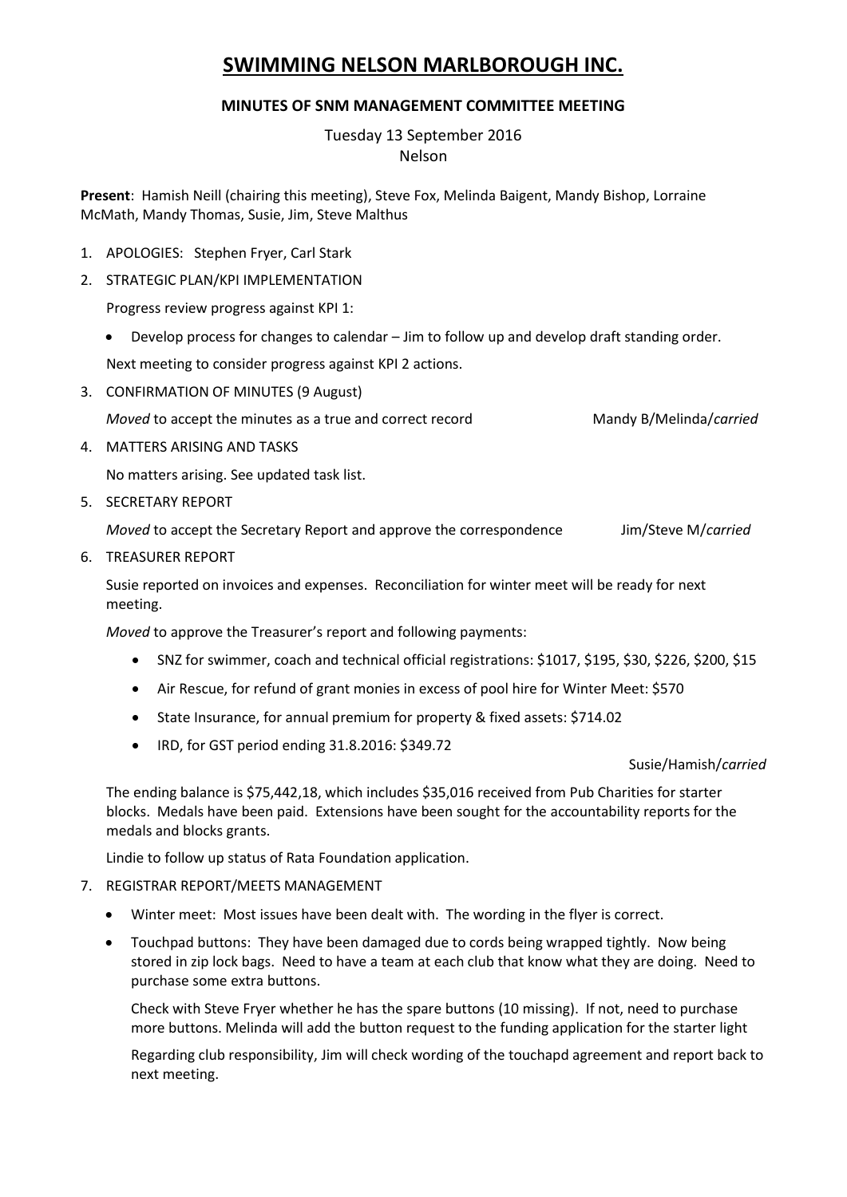# SWIMMING NELSON MARLBOROUGH INC.

### MINUTES OF SNM MANAGEMENT COMMITTEE MEETING

Tuesday 13 September 2016
Nelson

**Present**: Hamish Neill (chairing this meeting), Steve Fox, Melinda Baigent, Mandy Bishop, Lorraine McMath, Mandy Thomas, Susie, Jim, Steve Malthus

1. APOLOGIES: Stephen Fryer, Carl Stark

2. STRATEGIC PLAN/KPI IMPLEMENTATION

   Progress review progress against KPI 1:

   - Develop process for changes to calendar – Jim to follow up and develop draft standing order.

   Next meeting to consider progress against KPI 2 actions.

3. CONFIRMATION OF MINUTES (9 August)

   *Moved* to accept the minutes as a true and correct record — Mandy B/Melinda/*carried*

4. MATTERS ARISING AND TASKS

   No matters arising. See updated task list.

5. SECRETARY REPORT

   *Moved* to accept the Secretary Report and approve the correspondence — Jim/Steve M/*carried*

6. TREASURER REPORT

   Susie reported on invoices and expenses. Reconciliation for winter meet will be ready for next meeting.

   *Moved* to approve the Treasurer's report and following payments:

   - SNZ for swimmer, coach and technical official registrations: $1017, $195, $30, $226, $200, $15
   - Air Rescue, for refund of grant monies in excess of pool hire for Winter Meet: $570
   - State Insurance, for annual premium for property & fixed assets: $714.02
   - IRD, for GST period ending 31.8.2016: $349.72

   Susie/Hamish/*carried*

   The ending balance is $75,442,18, which includes $35,016 received from Pub Charities for starter blocks. Medals have been paid. Extensions have been sought for the accountability reports for the medals and blocks grants.

   Lindie to follow up status of Rata Foundation application.

7. REGISTRAR REPORT/MEETS MANAGEMENT

   - Winter meet: Most issues have been dealt with. The wording in the flyer is correct.
   - Touchpad buttons: They have been damaged due to cords being wrapped tightly. Now being stored in zip lock bags. Need to have a team at each club that know what they are doing. Need to purchase some extra buttons.

     Check with Steve Fryer whether he has the spare buttons (10 missing). If not, need to purchase more buttons. Melinda will add the button request to the funding application for the starter light

     Regarding club responsibility, Jim will check wording of the touchapd agreement and report back to next meeting.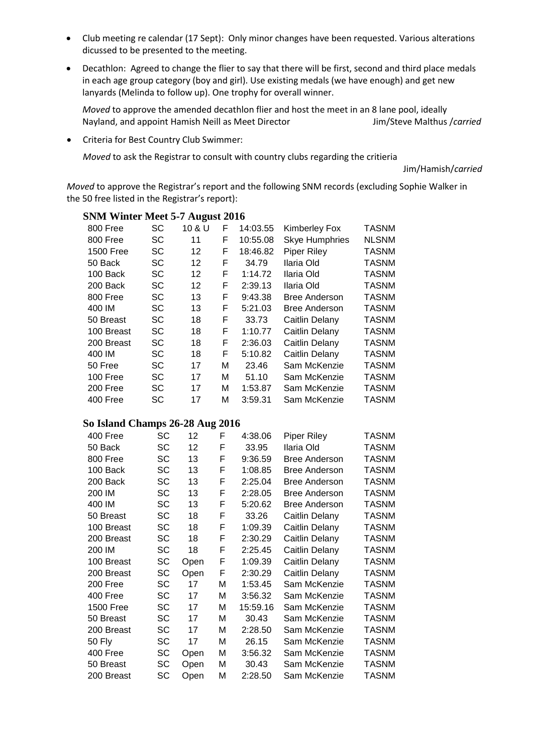- Club meeting re calendar (17 Sept): Only minor changes have been requested. Various alterations dicussed to be presented to the meeting.
- Decathlon: Agreed to change the flier to say that there will be first, second and third place medals in each age group category (boy and girl). Use existing medals (we have enough) and get new lanyards (Melinda to follow up). One trophy for overall winner.

  *Moved* to approve the amended decathlon flier and host the meet in an 8 lane pool, ideally Nayland, and appoint Hamish Neill as Meet Director Jim/Steve Malthus /*carried*

- Criteria for Best Country Club Swimmer:

  *Moved* to ask the Registrar to consult with country clubs regarding the critieria

  Jim/Hamish/*carried*

*Moved* to approve the Registrar's report and the following SNM records (excluding Sophie Walker in the 50 free listed in the Registrar's report):

**SNM Winter Meet 5-7 August 2016**

| | | | | | | |
|---|---|---|---|---|---|---|
| 800 Free | SC | 10 & U | F | 14:03.55 | Kimberley Fox | TASNM |
| 800 Free | SC | 11 | F | 10:55.08 | Skye Humphries | NLSNM |
| 1500 Free | SC | 12 | F | 18:46.82 | Piper Riley | TASNM |
| 50 Back | SC | 12 | F | 34.79 | Ilaria Old | TASNM |
| 100 Back | SC | 12 | F | 1:14.72 | Ilaria Old | TASNM |
| 200 Back | SC | 12 | F | 2:39.13 | Ilaria Old | TASNM |
| 800 Free | SC | 13 | F | 9:43.38 | Bree Anderson | TASNM |
| 400 IM | SC | 13 | F | 5:21.03 | Bree Anderson | TASNM |
| 50 Breast | SC | 18 | F | 33.73 | Caitlin Delany | TASNM |
| 100 Breast | SC | 18 | F | 1:10.77 | Caitlin Delany | TASNM |
| 200 Breast | SC | 18 | F | 2:36.03 | Caitlin Delany | TASNM |
| 400 IM | SC | 18 | F | 5:10.82 | Caitlin Delany | TASNM |
| 50 Free | SC | 17 | M | 23.46 | Sam McKenzie | TASNM |
| 100 Free | SC | 17 | M | 51.10 | Sam McKenzie | TASNM |
| 200 Free | SC | 17 | M | 1:53.87 | Sam McKenzie | TASNM |
| 400 Free | SC | 17 | M | 3:59.31 | Sam McKenzie | TASNM |

**So Island Champs 26-28 Aug 2016**

| | | | | | | |
|---|---|---|---|---|---|---|
| 400 Free | SC | 12 | F | 4:38.06 | Piper Riley | TASNM |
| 50 Back | SC | 12 | F | 33.95 | Ilaria Old | TASNM |
| 800 Free | SC | 13 | F | 9:36.59 | Bree Anderson | TASNM |
| 100 Back | SC | 13 | F | 1:08.85 | Bree Anderson | TASNM |
| 200 Back | SC | 13 | F | 2:25.04 | Bree Anderson | TASNM |
| 200 IM | SC | 13 | F | 2:28.05 | Bree Anderson | TASNM |
| 400 IM | SC | 13 | F | 5:20.62 | Bree Anderson | TASNM |
| 50 Breast | SC | 18 | F | 33.26 | Caitlin Delany | TASNM |
| 100 Breast | SC | 18 | F | 1:09.39 | Caitlin Delany | TASNM |
| 200 Breast | SC | 18 | F | 2:30.29 | Caitlin Delany | TASNM |
| 200 IM | SC | 18 | F | 2:25.45 | Caitlin Delany | TASNM |
| 100 Breast | SC | Open | F | 1:09.39 | Caitlin Delany | TASNM |
| 200 Breast | SC | Open | F | 2:30.29 | Caitlin Delany | TASNM |
| 200 Free | SC | 17 | M | 1:53.45 | Sam McKenzie | TASNM |
| 400 Free | SC | 17 | M | 3:56.32 | Sam McKenzie | TASNM |
| 1500 Free | SC | 17 | M | 15:59.16 | Sam McKenzie | TASNM |
| 50 Breast | SC | 17 | M | 30.43 | Sam McKenzie | TASNM |
| 200 Breast | SC | 17 | M | 2:28.50 | Sam McKenzie | TASNM |
| 50 Fly | SC | 17 | M | 26.15 | Sam McKenzie | TASNM |
| 400 Free | SC | Open | M | 3:56.32 | Sam McKenzie | TASNM |
| 50 Breast | SC | Open | M | 30.43 | Sam McKenzie | TASNM |
| 200 Breast | SC | Open | M | 2:28.50 | Sam McKenzie | TASNM |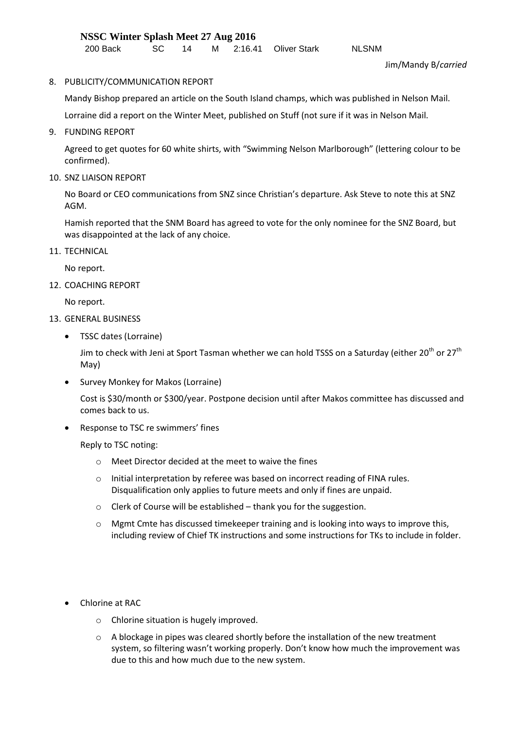**NSSC Winter Splash Meet 27 Aug 2016**

| 200 Back | SC | 14 | M | 2:16.41 | Oliver Stark | NLSNM |
|---|---|---|---|---|---|---|

Jim/Mandy B/*carried*

8. PUBLICITY/COMMUNICATION REPORT

   Mandy Bishop prepared an article on the South Island champs, which was published in Nelson Mail.

   Lorraine did a report on the Winter Meet, published on Stuff (not sure if it was in Nelson Mail.

9. FUNDING REPORT

   Agreed to get quotes for 60 white shirts, with "Swimming Nelson Marlborough" (lettering colour to be confirmed).

10. SNZ LIAISON REPORT

    No Board or CEO communications from SNZ since Christian's departure. Ask Steve to note this at SNZ AGM.

    Hamish reported that the SNM Board has agreed to vote for the only nominee for the SNZ Board, but was disappointed at the lack of any choice.

11. TECHNICAL

    No report.

12. COACHING REPORT

    No report.

13. GENERAL BUSINESS

    - TSSC dates (Lorraine)

      Jim to check with Jeni at Sport Tasman whether we can hold TSSS on a Saturday (either 20th or 27th May)

    - Survey Monkey for Makos (Lorraine)

      Cost is $30/month or $300/year. Postpone decision until after Makos committee has discussed and comes back to us.

    - Response to TSC re swimmers' fines

      Reply to TSC noting:

      - Meet Director decided at the meet to waive the fines
      - Initial interpretation by referee was based on incorrect reading of FINA rules. Disqualification only applies to future meets and only if fines are unpaid.
      - Clerk of Course will be established – thank you for the suggestion.
      - Mgmt Cmte has discussed timekeeper training and is looking into ways to improve this, including review of Chief TK instructions and some instructions for TKs to include in folder.

    - Chlorine at RAC

      - Chlorine situation is hugely improved.
      - A blockage in pipes was cleared shortly before the installation of the new treatment system, so filtering wasn't working properly. Don't know how much the improvement was due to this and how much due to the new system.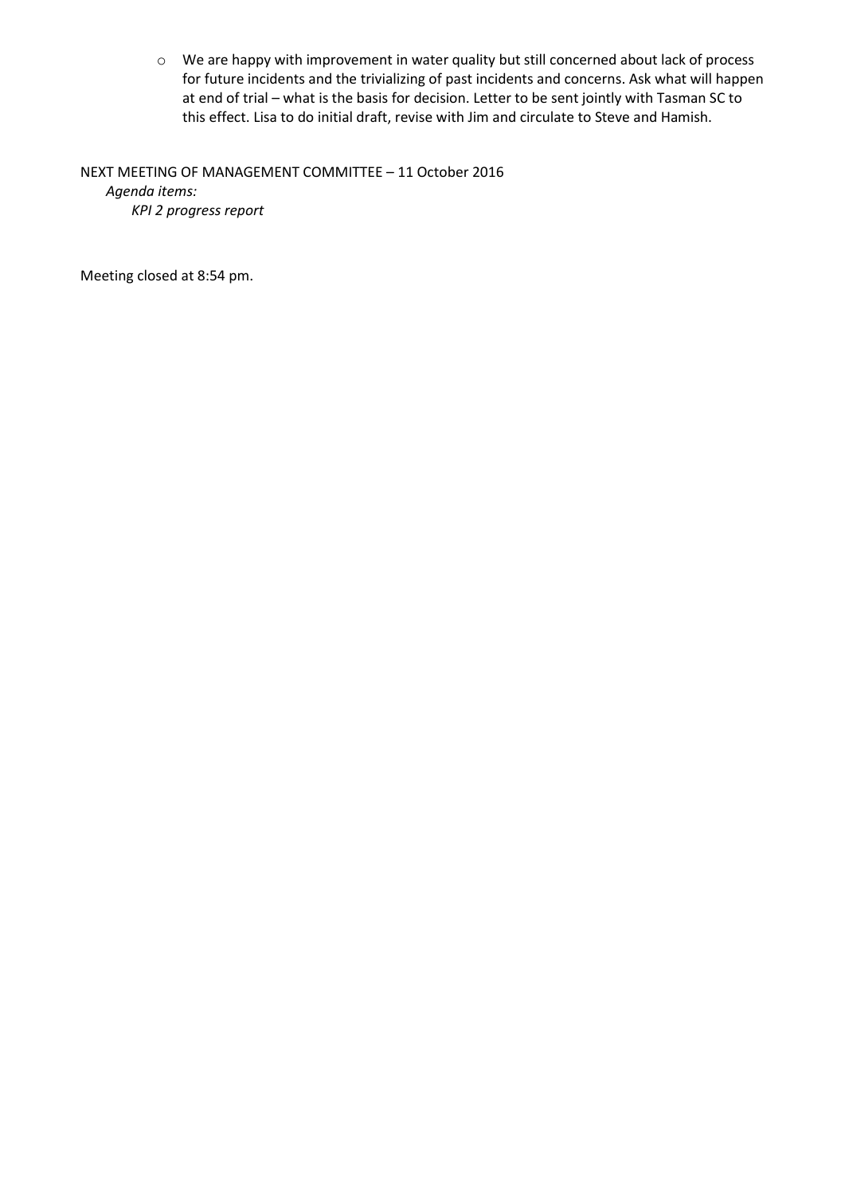- We are happy with improvement in water quality but still concerned about lack of process for future incidents and the trivializing of past incidents and concerns. Ask what will happen at end of trial – what is the basis for decision. Letter to be sent jointly with Tasman SC to this effect. Lisa to do initial draft, revise with Jim and circulate to Steve and Hamish.

NEXT MEETING OF MANAGEMENT COMMITTEE – 11 October 2016

*Agenda items:*

*KPI 2 progress report*

Meeting closed at 8:54 pm.